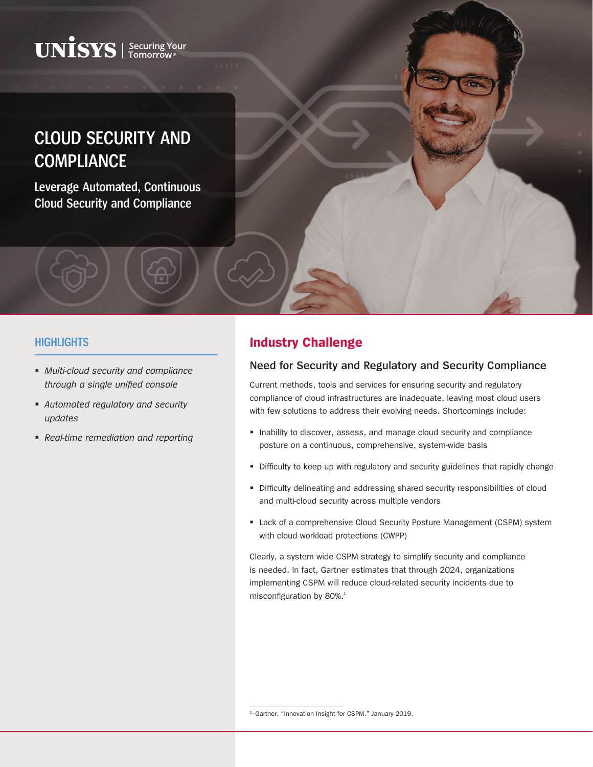UNISYS | Securing Your Tomorrow®

# CLOUD SECURITY AND COMPLIANCE

## Leverage Automated, Continuous Cloud Security and Compliance

### HIGHLIGHTS

- *Multi-cloud security and compliance through a single unified console*
- *Automated regulatory and security updates*
- *Real-time remediation and reporting*

## Industry Challenge

### Need for Security and Regulatory and Security Compliance

Current methods, tools and services for ensuring security and regulatory compliance of cloud infrastructures are inadequate, leaving most cloud users with few solutions to address their evolving needs. Shortcomings include:

- Inability to discover, assess, and manage cloud security and compliance posture on a continuous, comprehensive, system-wide basis
- Difficulty to keep up with regulatory and security guidelines that rapidly change
- Difficulty delineating and addressing shared security responsibilities of cloud and multi-cloud security across multiple vendors
- Lack of a comprehensive Cloud Security Posture Management (CSPM) system with cloud workload protections (CWPP)

Clearly, a system wide CSPM strategy to simplify security and compliance is needed. In fact, Gartner estimates that through 2024, organizations implementing CSPM will reduce cloud-related security incidents due to misconfiguration by 80%.[1]

[1] Gartner. "Innovation Insight for CSPM." January 2019.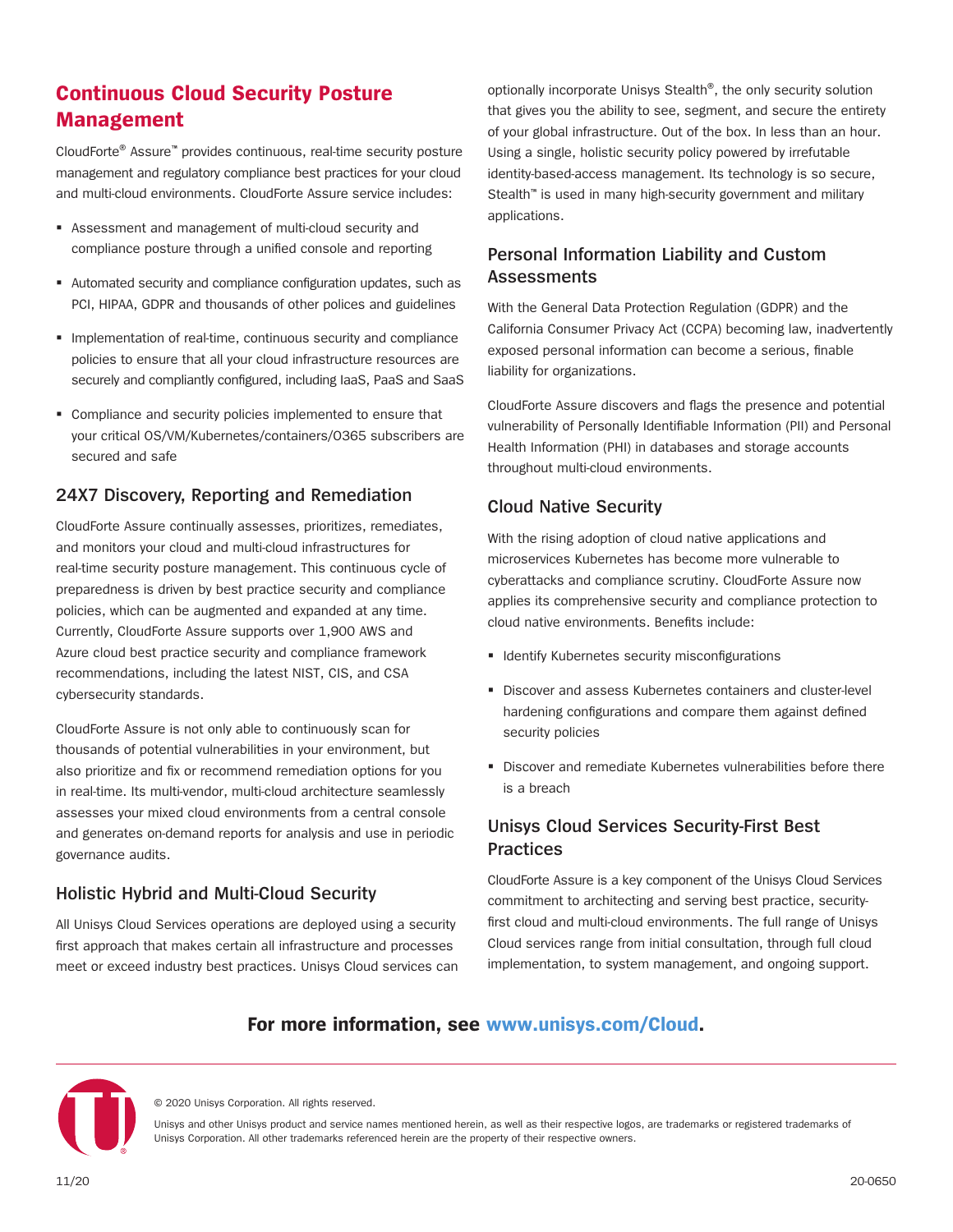## Continuous Cloud Security Posture Management

CloudForte® Assure™ provides continuous, real-time security posture management and regulatory compliance best practices for your cloud and multi-cloud environments. CloudForte Assure service includes:

- Assessment and management of multi-cloud security and compliance posture through a unified console and reporting
- Automated security and compliance configuration updates, such as PCI, HIPAA, GDPR and thousands of other polices and guidelines
- Implementation of real-time, continuous security and compliance policies to ensure that all your cloud infrastructure resources are securely and compliantly configured, including IaaS, PaaS and SaaS
- Compliance and security policies implemented to ensure that your critical OS/VM/Kubernetes/containers/O365 subscribers are secured and safe

### 24X7 Discovery, Reporting and Remediation

CloudForte Assure continually assesses, prioritizes, remediates, and monitors your cloud and multi-cloud infrastructures for real-time security posture management. This continuous cycle of preparedness is driven by best practice security and compliance policies, which can be augmented and expanded at any time. Currently, CloudForte Assure supports over 1,900 AWS and Azure cloud best practice security and compliance framework recommendations, including the latest NIST, CIS, and CSA cybersecurity standards.

CloudForte Assure is not only able to continuously scan for thousands of potential vulnerabilities in your environment, but also prioritize and fix or recommend remediation options for you in real-time. Its multi-vendor, multi-cloud architecture seamlessly assesses your mixed cloud environments from a central console and generates on-demand reports for analysis and use in periodic governance audits.

### Holistic Hybrid and Multi-Cloud Security

All Unisys Cloud Services operations are deployed using a security first approach that makes certain all infrastructure and processes meet or exceed industry best practices. Unisys Cloud services can optionally incorporate Unisys Stealth®, the only security solution that gives you the ability to see, segment, and secure the entirety of your global infrastructure. Out of the box. In less than an hour. Using a single, holistic security policy powered by irrefutable identity-based-access management. Its technology is so secure, Stealth™ is used in many high-security government and military applications.

### Personal Information Liability and Custom Assessments

With the General Data Protection Regulation (GDPR) and the California Consumer Privacy Act (CCPA) becoming law, inadvertently exposed personal information can become a serious, finable liability for organizations.

CloudForte Assure discovers and flags the presence and potential vulnerability of Personally Identifiable Information (PII) and Personal Health Information (PHI) in databases and storage accounts throughout multi-cloud environments.

### Cloud Native Security

With the rising adoption of cloud native applications and microservices Kubernetes has become more vulnerable to cyberattacks and compliance scrutiny. CloudForte Assure now applies its comprehensive security and compliance protection to cloud native environments. Benefits include:

- Identify Kubernetes security misconfigurations
- Discover and assess Kubernetes containers and cluster-level hardening configurations and compare them against defined security policies
- Discover and remediate Kubernetes vulnerabilities before there is a breach

### Unisys Cloud Services Security-First Best Practices

CloudForte Assure is a key component of the Unisys Cloud Services commitment to architecting and serving best practice, security-first cloud and multi-cloud environments. The full range of Unisys Cloud services range from initial consultation, through full cloud implementation, to system management, and ongoing support.

**For more information, see www.unisys.com/Cloud.**

© 2020 Unisys Corporation. All rights reserved.

Unisys and other Unisys product and service names mentioned herein, as well as their respective logos, are trademarks or registered trademarks of Unisys Corporation. All other trademarks referenced herein are the property of their respective owners.

11/20

20-0650